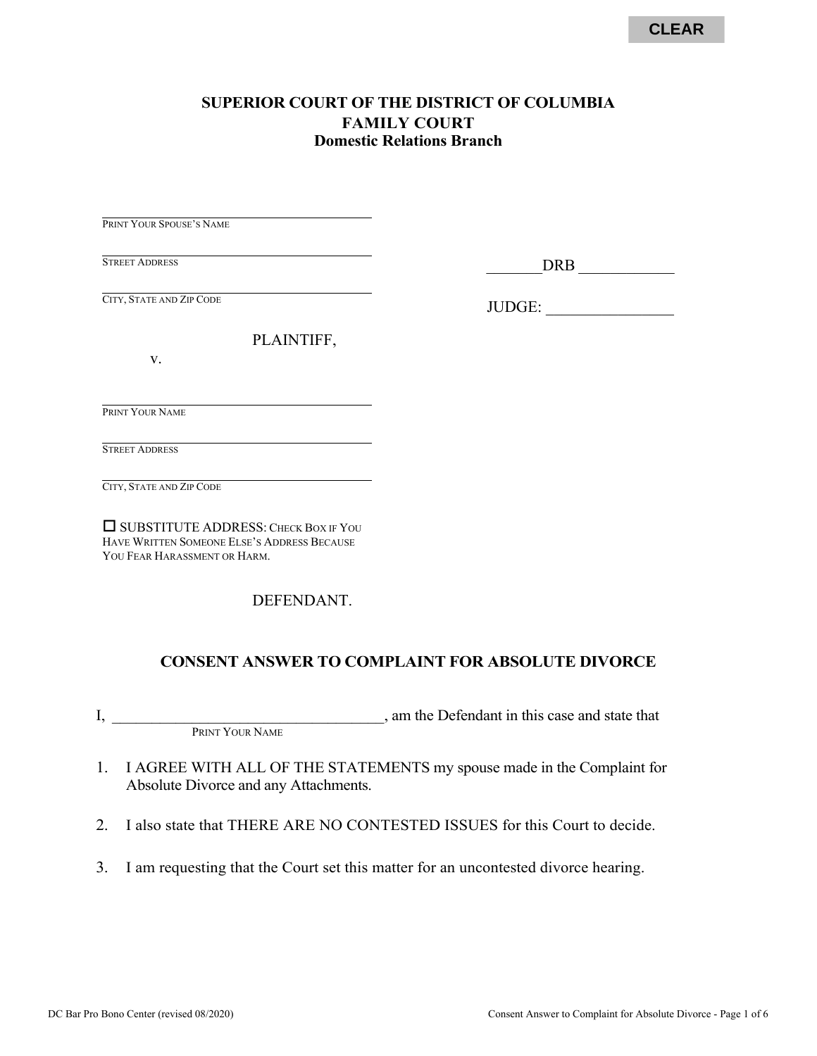CLEAR

**SUPERIOR COURT OF THE DISTRICT OF COLUMBIA**
**FAMILY COURT**
**Domestic Relations Branch**

\_\_\_\_\_\_\_\_\_\_\_\_\_\_\_\_\_\_\_\_\_\_\_\_\_\_\_\_\_\_\_\_\_\_\_\_\_\_\_\_
PRINT YOUR SPOUSE'S NAME

\_\_\_\_\_\_\_\_\_\_\_\_\_\_\_\_\_\_\_\_\_\_\_\_\_\_\_\_\_\_\_\_\_\_\_\_\_\_\_\_
STREET ADDRESS

\_\_\_\_\_\_\_\_\_\_\_\_\_\_\_\_\_\_\_\_\_\_\_\_\_\_\_\_\_\_\_\_\_\_\_\_\_\_\_\_
CITY, STATE AND ZIP CODE

PLAINTIFF,

v.

\_\_\_\_\_\_\_DRB \_\_\_\_\_\_\_\_\_\_\_\_

JUDGE: \_\_\_\_\_\_\_\_\_\_\_\_\_\_\_\_

\_\_\_\_\_\_\_\_\_\_\_\_\_\_\_\_\_\_\_\_\_\_\_\_\_\_\_\_\_\_\_\_\_\_\_\_\_\_\_\_
PRINT YOUR NAME

\_\_\_\_\_\_\_\_\_\_\_\_\_\_\_\_\_\_\_\_\_\_\_\_\_\_\_\_\_\_\_\_\_\_\_\_\_\_\_\_
STREET ADDRESS

\_\_\_\_\_\_\_\_\_\_\_\_\_\_\_\_\_\_\_\_\_\_\_\_\_\_\_\_\_\_\_\_\_\_\_\_\_\_\_\_
CITY, STATE AND ZIP CODE

☐ SUBSTITUTE ADDRESS: CHECK BOX IF YOU HAVE WRITTEN SOMEONE ELSE'S ADDRESS BECAUSE YOU FEAR HARASSMENT OR HARM.

DEFENDANT.

## CONSENT ANSWER TO COMPLAINT FOR ABSOLUTE DIVORCE

I, \_\_\_\_\_\_\_\_\_\_\_\_\_\_\_\_\_\_\_\_\_\_\_\_\_\_\_\_\_\_\_\_\_\_\_, am the Defendant in this case and state that
PRINT YOUR NAME

1. I AGREE WITH ALL OF THE STATEMENTS my spouse made in the Complaint for Absolute Divorce and any Attachments.

2. I also state that THERE ARE NO CONTESTED ISSUES for this Court to decide.

3. I am requesting that the Court set this matter for an uncontested divorce hearing.

DC Bar Pro Bono Center (revised 08/2020)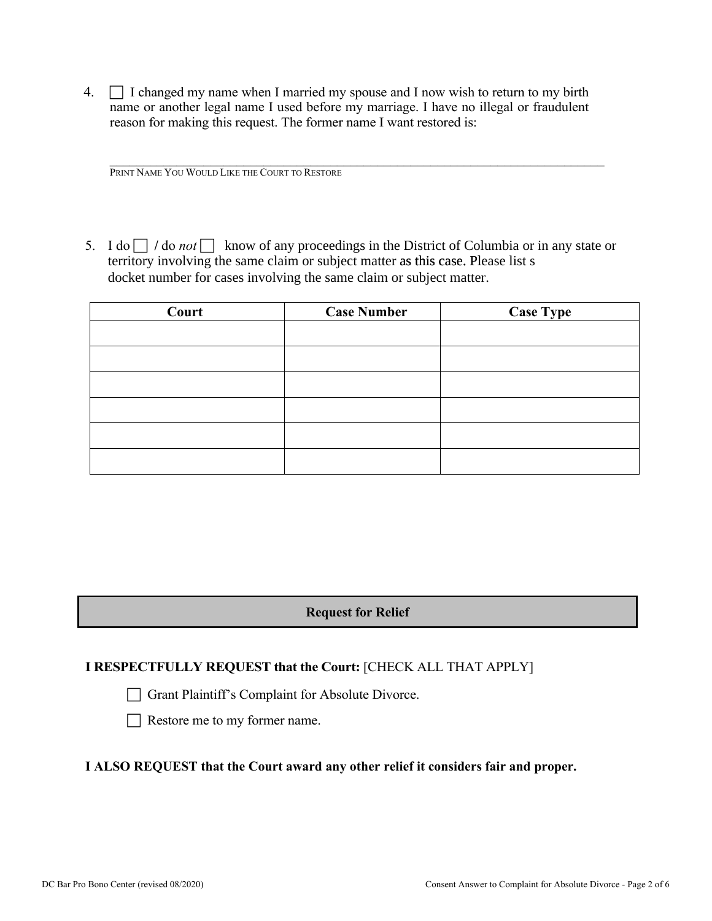4. ☐ I changed my name when I married my spouse and I now wish to return to my birth name or another legal name I used before my marriage. I have no illegal or fraudulent reason for making this request. The former name I want restored is:

\_\_\_\_\_\_\_\_\_\_\_\_\_\_\_\_\_\_\_\_\_\_\_\_\_\_\_\_\_\_\_\_\_\_\_\_\_\_\_\_\_\_\_\_\_\_\_\_\_\_\_\_\_\_\_\_\_\_\_\_\_\_\_\_\_\_\_\_\_\_\_\_\_\_\_\_
PRINT NAME YOU WOULD LIKE THE COURT TO RESTORE

5. I do ☐ / do *not* ☐ know of any proceedings in the District of Columbia or in any state or territory involving the same claim or subject matter as this case. Please list s docket number for cases involving the same claim or subject matter.

| Court | Case Number | Case Type |
|---|---|---|
| | | |
| | | |
| | | |
| | | |
| | | |
| | | |

## Request for Relief

**I RESPECTFULLY REQUEST that the Court:** [CHECK ALL THAT APPLY]

☐ Grant Plaintiff's Complaint for Absolute Divorce.

☐ Restore me to my former name.

**I ALSO REQUEST that the Court award any other relief it considers fair and proper.**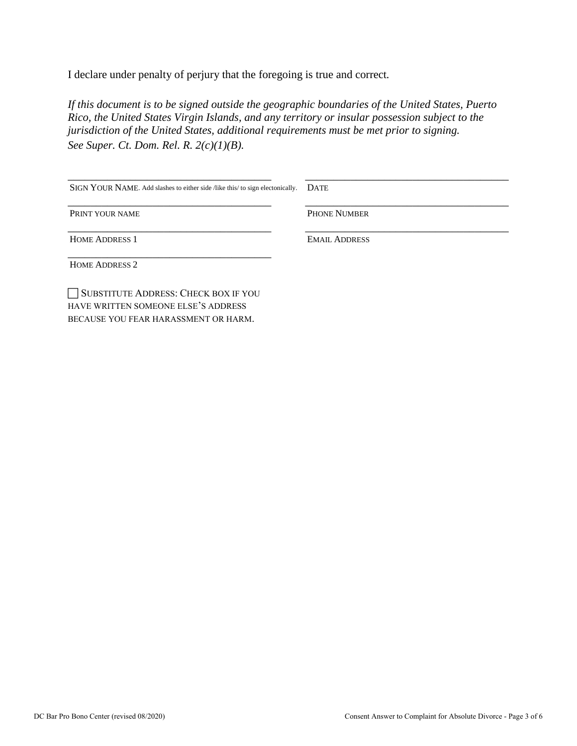I declare under penalty of perjury that the foregoing is true and correct.

*If this document is to be signed outside the geographic boundaries of the United States, Puerto Rico, the United States Virgin Islands, and any territory or insular possession subject to the jurisdiction of the United States, additional requirements must be met prior to signing. See Super. Ct. Dom. Rel. R. 2(c)(1)(B).*

| | |
|---|---|
| ______________________________ | ______________________________ |
| SIGN YOUR NAME. Add slashes to either side /like this/ to sign electonically. | DATE |
| ______________________________ | ______________________________ |
| PRINT YOUR NAME | PHONE NUMBER |
| ______________________________ | ______________________________ |
| HOME ADDRESS 1 | EMAIL ADDRESS |
| ______________________________ | |
| HOME ADDRESS 2 | |

☐ SUBSTITUTE ADDRESS: CHECK BOX IF YOU HAVE WRITTEN SOMEONE ELSE'S ADDRESS BECAUSE YOU FEAR HARASSMENT OR HARM.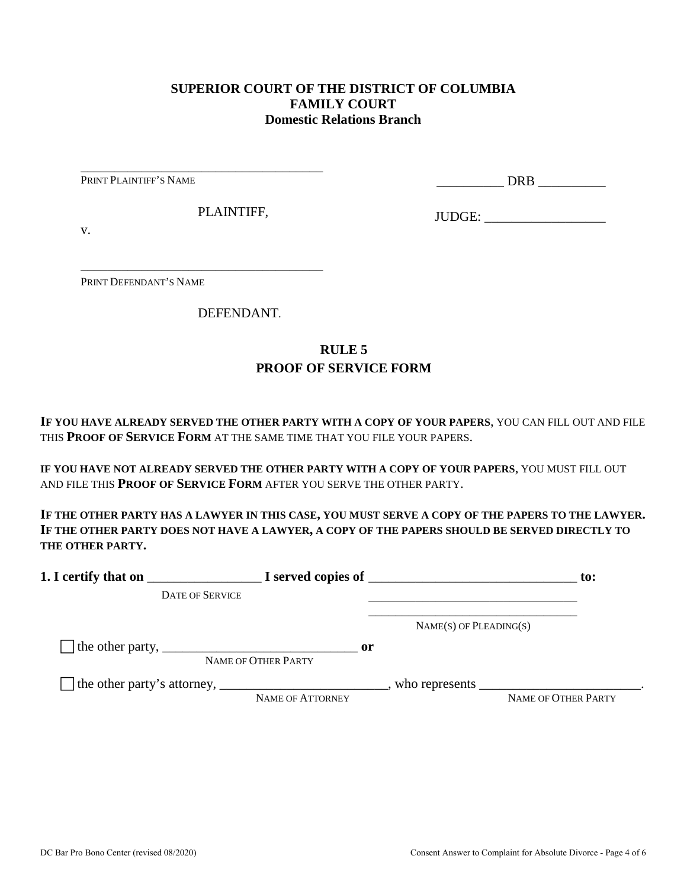**SUPERIOR COURT OF THE DISTRICT OF COLUMBIA**
**FAMILY COURT**
**Domestic Relations Branch**

\_\_\_\_\_\_\_\_\_\_\_\_\_\_\_\_\_\_\_\_\_\_\_\_\_\_\_\_\_\_\_\_\_\_\_\_\_\_
PRINT PLAINTIFF'S NAME

PLAINTIFF,

v.

\_\_\_\_\_\_\_\_\_\_\_\_\_\_\_\_\_\_\_\_\_\_\_\_\_\_\_\_\_\_\_\_\_\_\_\_\_\_
PRINT DEFENDANT'S NAME

DEFENDANT.

\_\_\_\_\_\_\_\_\_\_ DRB \_\_\_\_\_\_\_\_\_\_

JUDGE: \_\_\_\_\_\_\_\_\_\_\_\_\_\_\_\_\_\_

## RULE 5
## PROOF OF SERVICE FORM

**IF YOU HAVE ALREADY SERVED THE OTHER PARTY WITH A COPY OF YOUR PAPERS**, YOU CAN FILL OUT AND FILE THIS **PROOF OF SERVICE FORM** AT THE SAME TIME THAT YOU FILE YOUR PAPERS.

**IF YOU HAVE NOT ALREADY SERVED THE OTHER PARTY WITH A COPY OF YOUR PAPERS**, YOU MUST FILL OUT AND FILE THIS **PROOF OF SERVICE FORM** AFTER YOU SERVE THE OTHER PARTY.

**IF THE OTHER PARTY HAS A LAWYER IN THIS CASE, YOU MUST SERVE A COPY OF THE PAPERS TO THE LAWYER. IF THE OTHER PARTY DOES NOT HAVE A LAWYER, A COPY OF THE PAPERS SHOULD BE SERVED DIRECTLY TO THE OTHER PARTY.**

**1. I certify that on** \_\_\_\_\_\_\_\_\_\_\_\_\_\_\_\_\_ **I served copies of** \_\_\_\_\_\_\_\_\_\_\_\_\_\_\_\_\_\_\_\_\_\_\_\_\_\_\_\_\_\_\_\_ **to:**
DATE OF SERVICE
\_\_\_\_\_\_\_\_\_\_\_\_\_\_\_\_\_\_\_\_\_\_\_\_\_\_\_\_\_\_\_\_\_\_
\_\_\_\_\_\_\_\_\_\_\_\_\_\_\_\_\_\_\_\_\_\_\_\_\_\_\_\_\_\_\_\_\_\_
NAME(S) OF PLEADING(S)

☐ the other party, \_\_\_\_\_\_\_\_\_\_\_\_\_\_\_\_\_\_\_\_\_\_\_\_\_\_\_\_\_\_ **or**
NAME OF OTHER PARTY

☐ the other party's attorney, \_\_\_\_\_\_\_\_\_\_\_\_\_\_\_\_\_\_\_\_\_\_\_\_\_\_, who represents \_\_\_\_\_\_\_\_\_\_\_\_\_\_\_\_\_\_\_\_\_\_\_\_\_.
NAME OF ATTORNEY NAME OF OTHER PARTY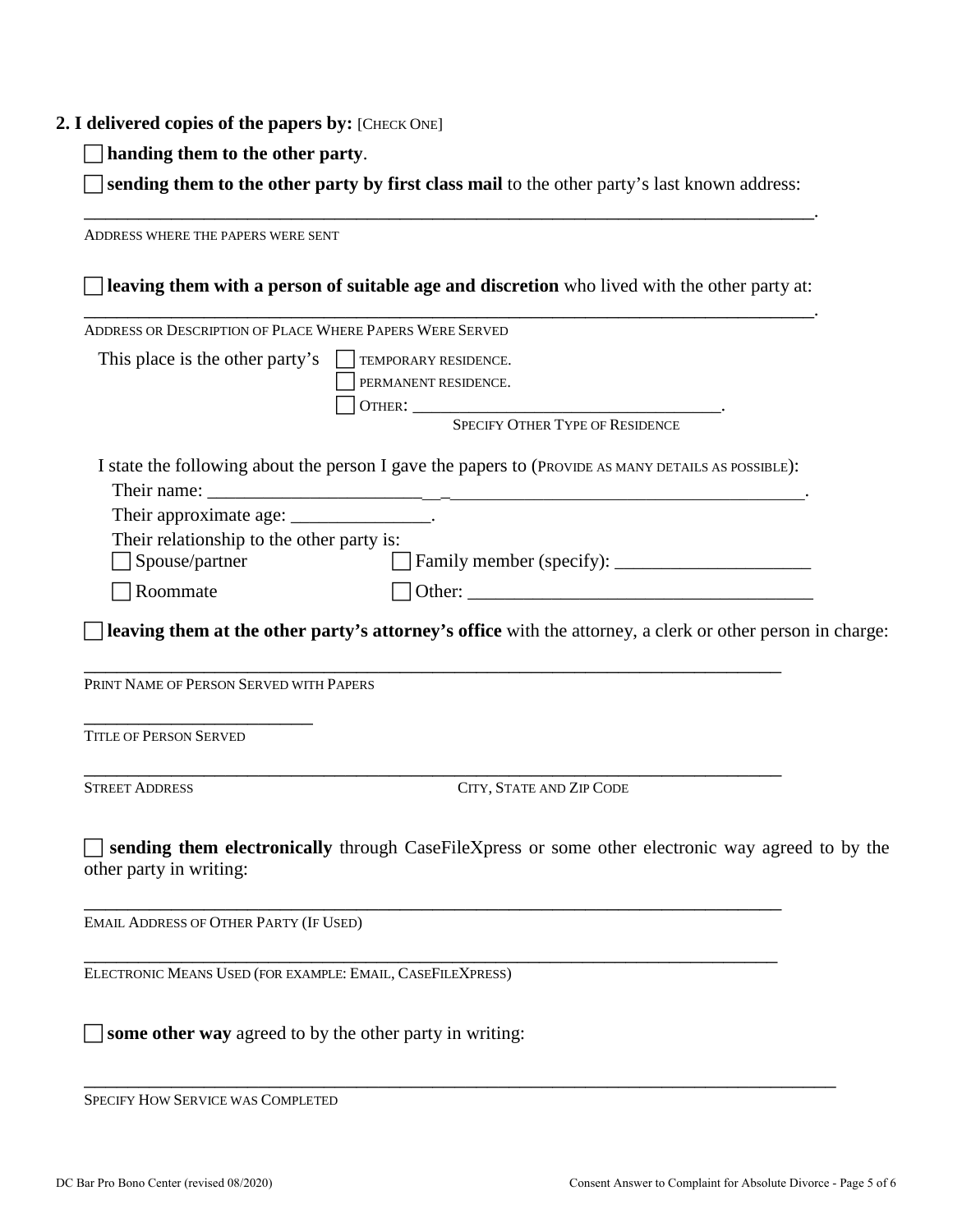**2. I delivered copies of the papers by:** [CHECK ONE]

☐ **handing them to the other party**.

☐ **sending them to the other party by first class mail** to the other party's last known address:

______________________________________________________________________________.
ADDRESS WHERE THE PAPERS WERE SENT

☐ **leaving them with a person of suitable age and discretion** who lived with the other party at:

______________________________________________________________________________.
ADDRESS OR DESCRIPTION OF PLACE WHERE PAPERS WERE SERVED

This place is the other party's ☐ TEMPORARY RESIDENCE.
☐ PERMANENT RESIDENCE.
☐ OTHER: ___________________________________.
SPECIFY OTHER TYPE OF RESIDENCE

I state the following about the person I gave the papers to (PROVIDE AS MANY DETAILS AS POSSIBLE):

Their name: ______________________________________________________________.

Their approximate age: _______________.

Their relationship to the other party is:

☐ Spouse/partner ☐ Family member (specify): _____________________

☐ Roommate ☐ Other: _____________________________________

☐ **leaving them at the other party's attorney's office** with the attorney, a clerk or other person in charge:

______________________________________________________________________________
PRINT NAME OF PERSON SERVED WITH PAPERS

__________________________
TITLE OF PERSON SERVED

______________________________________________________________________________
STREET ADDRESS CITY, STATE AND ZIP CODE

☐ **sending them electronically** through CaseFileXpress or some other electronic way agreed to by the other party in writing:

______________________________________________________________________________
EMAIL ADDRESS OF OTHER PARTY (IF USED)

______________________________________________________________________________
ELECTRONIC MEANS USED (FOR EXAMPLE: EMAIL, CASEFILEXPRESS)

☐ **some other way** agreed to by the other party in writing:

______________________________________________________________________________
SPECIFY HOW SERVICE WAS COMPLETED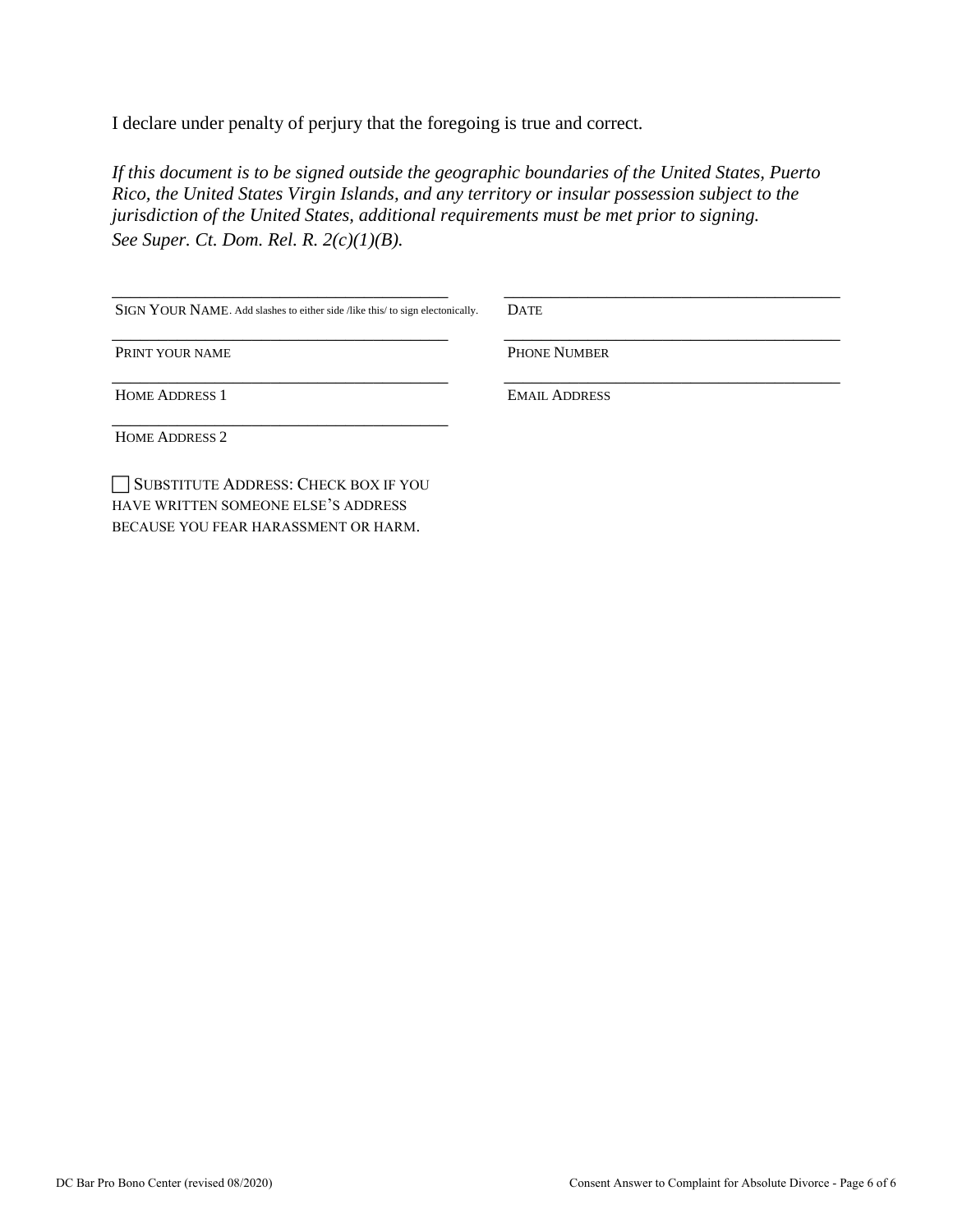I declare under penalty of perjury that the foregoing is true and correct.

*If this document is to be signed outside the geographic boundaries of the United States, Puerto Rico, the United States Virgin Islands, and any territory or insular possession subject to the jurisdiction of the United States, additional requirements must be met prior to signing. See Super. Ct. Dom. Rel. R. 2(c)(1)(B).*

| | |
|---|---|
| \_\_\_\_\_\_\_\_\_\_\_\_\_\_\_\_\_\_\_\_\_\_\_\_\_\_\_\_\_\_\_\_\_\_\_\_\_\_\_\_ | \_\_\_\_\_\_\_\_\_\_\_\_\_\_\_\_\_\_\_\_\_\_\_\_\_\_\_\_\_\_\_\_\_\_\_\_\_\_\_\_ |
| SIGN YOUR NAME. Add slashes to either side /like this/ to sign electonically. | DATE |
| \_\_\_\_\_\_\_\_\_\_\_\_\_\_\_\_\_\_\_\_\_\_\_\_\_\_\_\_\_\_\_\_\_\_\_\_\_\_\_\_ | \_\_\_\_\_\_\_\_\_\_\_\_\_\_\_\_\_\_\_\_\_\_\_\_\_\_\_\_\_\_\_\_\_\_\_\_\_\_\_\_ |
| PRINT YOUR NAME | PHONE NUMBER |
| \_\_\_\_\_\_\_\_\_\_\_\_\_\_\_\_\_\_\_\_\_\_\_\_\_\_\_\_\_\_\_\_\_\_\_\_\_\_\_\_ | \_\_\_\_\_\_\_\_\_\_\_\_\_\_\_\_\_\_\_\_\_\_\_\_\_\_\_\_\_\_\_\_\_\_\_\_\_\_\_\_ |
| HOME ADDRESS 1 | EMAIL ADDRESS |
| \_\_\_\_\_\_\_\_\_\_\_\_\_\_\_\_\_\_\_\_\_\_\_\_\_\_\_\_\_\_\_\_\_\_\_\_\_\_\_\_ | |
| HOME ADDRESS 2 | |

☐ SUBSTITUTE ADDRESS: CHECK BOX IF YOU HAVE WRITTEN SOMEONE ELSE'S ADDRESS BECAUSE YOU FEAR HARASSMENT OR HARM.

DC Bar Pro Bono Center (revised 08/2020)